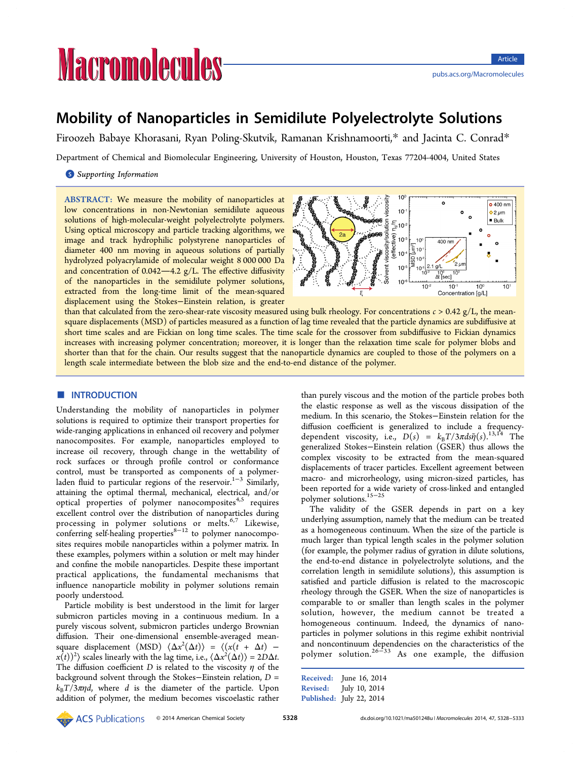# Mobility of Nanoparticles in Semidilute Polyelectrolyte Solutions

Firoozeh Babaye Khorasani, Ryan Poling-Skutvik, Ramanan Krishnamoorti,* and Jacinta C. Conrad*

Department of Chemical and Biomolecular Engineering, University of Houston, Houston, Texas 77204-4004, United States

Supporting Information

**ABSTRACT:** We measure the mobility of nanoparticles at low concentrations in non-Newtonian semidilute aqueous solutions of high-molecular-weight polyelectrolyte polymers. Using optical microscopy and particle tracking algorithms, we image and track hydrophilic polystyrene nanoparticles of diameter 400 nm moving in aqueous solutions of partially hydrolyzed polyacrylamide of molecular weight 8 000 000 Da and concentration of 0.042—4.2 g/L. The effective diffusivity of the nanoparticles in the semidilute polymer solutions, extracted from the long-time limit of the mean-squared displacement using the Stokes–Einstein relation, is greater than that calculated from the zero-shear-rate viscosity measured using bulk rheology. For concentrations $c > 0.42$ g/L, the mean-square displacements (MSD) of particles measured as a function of lag time revealed that the particle dynamics are subdiffusive at short time scales and are Fickian on long time scales. The time scale for the crossover from subdiffusive to Fickian dynamics increases with increasing polymer concentration; moreover, it is longer than the relaxation time scale for polymer blobs and shorter than that for the chain. Our results suggest that the nanoparticle dynamics are coupled to those of the polymers on a length scale intermediate between the blob size and the end-to-end distance of the polymer.

## INTRODUCTION

Understanding the mobility of nanoparticles in polymer solutions is required to optimize their transport properties for wide-ranging applications in enhanced oil recovery and polymer nanocomposites. For example, nanoparticles employed to increase oil recovery, through change in the wettability of rock surfaces or through profile control or conformance control, must be transported as components of a polymer-laden fluid to particular regions of the reservoir.[1−3] Similarly, attaining the optimal thermal, mechanical, electrical, and/or optical properties of polymer nanocomposites[4,5] requires excellent control over the distribution of nanoparticles during processing in polymer solutions or melts.[6,7] Likewise, conferring self-healing properties[8−12] to polymer nanocomposites requires mobile nanoparticles within a polymer matrix. In these examples, polymers within a solution or melt may hinder and confine the mobile nanoparticles. Despite these important practical applications, the fundamental mechanisms that influence nanoparticle mobility in polymer solutions remain poorly understood.

Particle mobility is best understood in the limit for larger submicron particles moving in a continuous medium. In a purely viscous solvent, submicron particles undergo Brownian diffusion. Their one-dimensional ensemble-averaged mean-square displacement (MSD) $\langle \Delta x^2(\Delta t)\rangle = \langle (x(t + \Delta t) - x(t))^2\rangle$ scales linearly with the lag time, i.e., $\langle \Delta x^2(\Delta t)\rangle = 2D\Delta t$. The diffusion coefficient $D$ is related to the viscosity $\eta$ of the background solvent through the Stokes–Einstein relation, $D = k_BT/3\pi\eta d$, where $d$ is the diameter of the particle. Upon addition of polymer, the medium becomes viscoelastic rather than purely viscous and the motion of the particle probes both the elastic response as well as the viscous dissipation of the medium. In this scenario, the Stokes–Einstein relation for the diffusion coefficient is generalized to include a frequency-dependent viscosity, i.e., $D(s) = k_BT/3\pi ds\tilde{\eta}(s)$.[13,14] The generalized Stokes–Einstein relation (GSER) thus allows the complex viscosity to be extracted from the mean-squared displacements of tracer particles. Excellent agreement between macro- and microrheology, using micron-sized particles, has been reported for a wide variety of cross-linked and entangled polymer solutions.[15−25]

The validity of the GSER depends in part on a key underlying assumption, namely that the medium can be treated as a homogeneous continuum. When the size of the particle is much larger than typical length scales in the polymer solution (for example, the polymer radius of gyration in dilute solutions, the end-to-end distance in polyelectrolyte solutions, and the correlation length in semidilute solutions), this assumption is satisfied and particle diffusion is related to the macroscopic rheology through the GSER. When the size of nanoparticles is comparable to or smaller than length scales in the polymer solution, however, the medium cannot be treated as a homogeneous continuum. Indeed, the dynamics of nanoparticles in polymer solutions in this regime exhibit nontrivial and noncontinuum dependencies on the characteristics of the polymer solution.[26−33] As one example, the diffusion

Received: June 16, 2014
Revised: July 10, 2014
Published: July 22, 2014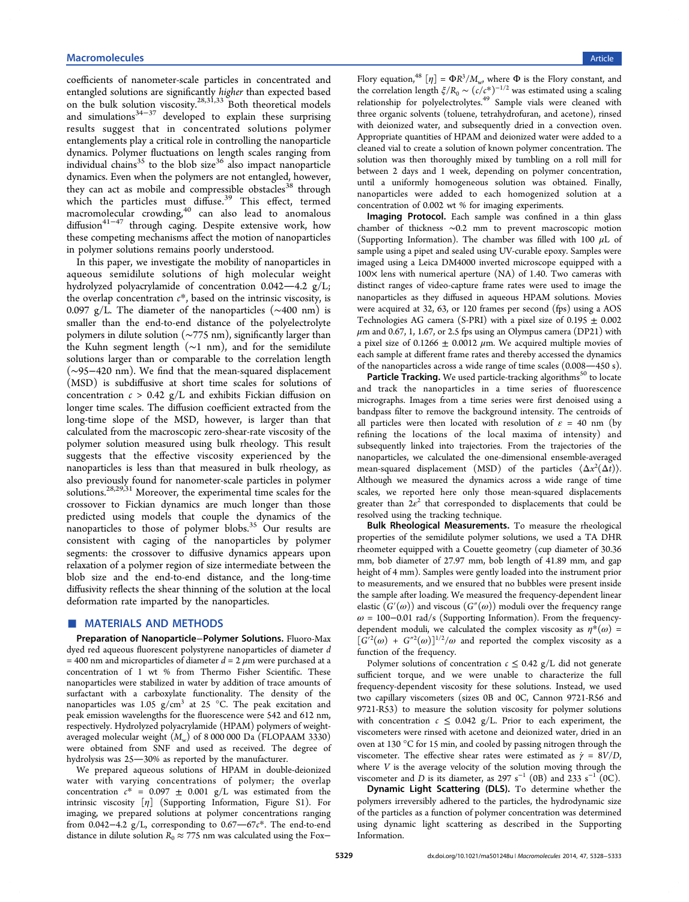coefficients of nanometer-scale particles in concentrated and entangled solutions are significantly *higher* than expected based on the bulk solution viscosity.[28,31,33] Both theoretical models and simulations[34−37] developed to explain these surprising results suggest that in concentrated solutions polymer entanglements play a critical role in controlling the nanoparticle dynamics. Polymer fluctuations on length scales ranging from individual chains[35] to the blob size[36] also impact nanoparticle dynamics. Even when the polymers are not entangled, however, they can act as mobile and compressible obstacles[38] through which the particles must diffuse.[39] This effect, termed macromolecular crowding,[40] can also lead to anomalous diffusion[41−47] through caging. Despite extensive work, how these competing mechanisms affect the motion of nanoparticles in polymer solutions remains poorly understood.

In this paper, we investigate the mobility of nanoparticles in aqueous semidilute solutions of high molecular weight hydrolyzed polyacrylamide of concentration 0.042—4.2 g/L; the overlap concentration $c^*$, based on the intrinsic viscosity, is 0.097 g/L. The diameter of the nanoparticles (~400 nm) is smaller than the end-to-end distance of the polyelectrolyte polymers in dilute solution (~775 nm), significantly larger than the Kuhn segment length (~1 nm), and for the semidilute solutions larger than or comparable to the correlation length (~95−420 nm). We find that the mean-squared displacement (MSD) is subdiffusive at short time scales for solutions of concentration $c > 0.42$ g/L and exhibits Fickian diffusion on longer time scales. The diffusion coefficient extracted from the long-time slope of the MSD, however, is larger than that calculated from the macroscopic zero-shear-rate viscosity of the polymer solution measured using bulk rheology. This result suggests that the effective viscosity experienced by the nanoparticles is less than that measured in bulk rheology, as also previously found for nanometer-scale particles in polymer solutions.[28,29,31] Moreover, the experimental time scales for the crossover to Fickian dynamics are much longer than those predicted using models that couple the dynamics of the nanoparticles to those of polymer blobs.[35] Our results are consistent with caging of the nanoparticles by polymer segments: the crossover to diffusive dynamics appears upon relaxation of a polymer region of size intermediate between the blob size and the end-to-end distance, and the long-time diffusivity reflects the shear thinning of the solution at the local deformation rate imparted by the nanoparticles.

## MATERIALS AND METHODS

**Preparation of Nanoparticle−Polymer Solutions.** Fluoro-Max dyed red aqueous fluorescent polystyrene nanoparticles of diameter $d$ = 400 nm and microparticles of diameter $d$ = 2 μm were purchased at a concentration of 1 wt % from Thermo Fisher Scientific. These nanoparticles were stabilized in water by addition of trace amounts of surfactant and carboxylate functionality. The density of the nanoparticles was 1.05 g/cm$^3$ at 25 °C. The peak excitation and peak emission wavelengths for the fluorescence were 542 and 612 nm, respectively. Hydrolyzed polyacrylamide (HPAM) polymers of weight-averaged molecular weight ($M_w$) of 8 000 000 Da (FLOPAAM 3330) were obtained from SNF and used as received. The degree of hydrolysis was 25—30% as reported by the manufacturer.

We prepared aqueous solutions of HPAM in double-deionized water with varying concentrations of polymer; the overlap concentration $c^*$ = 0.097 ± 0.001 g/L was estimated from the intrinsic viscosity $[\eta]$ (Supporting Information, Figure S1). For imaging, we prepared solutions at polymer concentrations ranging from 0.042−4.2 g/L, corresponding to 0.67—67$c^*$. The end-to-end distance in dilute solution $R_0 \approx 775$ nm was calculated using the Fox−Flory equation,[48] $[\eta] = \Phi R^3/M_w$, where $\Phi$ is the Flory constant, and the correlation length $\xi/R_0 \sim (c/c^*)^{-1/2}$ was estimated using a scaling relationship for polyelectrolytes.[49] Sample vials were cleaned with three organic solvents (toluene, tetrahydrofuran, and acetone), rinsed with deionized water, and subsequently dried in a convection oven. Appropriate quantities of HPAM and deionized water were added to a cleaned vial to create a solution of known polymer concentration. The solution was then thoroughly mixed by tumbling on a roll mill for between 2 days and 1 week, depending on polymer concentration, until a uniformly homogeneous solution was obtained. Finally, nanoparticles were added to each homogenized solution at a concentration of 0.002 wt % for imaging experiments.

**Imaging Protocol.** Each sample was confined in a thin glass chamber of thickness ~0.2 mm to prevent macroscopic motion (Supporting Information). The chamber was filled with 100 μL of sample using a pipet and sealed using UV-curable epoxy. Samples were imaged using a Leica DM4000 inverted microscope equipped with a 100× lens with numerical aperture (NA) of 1.40. Two cameras with distinct ranges of video-capture frame rates were used to image the nanoparticles as they diffused in aqueous HPAM solutions. Movies were acquired at 32, 63, or 120 frames per second (fps) using a AOS Technologies AG camera (S-PRI) with a pixel size of 0.195 ± 0.002 μm and 0.67, 1, 1.67, or 2.5 fps using an Olympus camera (DP21) with a pixel size of 0.1266 ± 0.0012 μm. We acquired multiple movies of each sample at different frame rates and thereby accessed the dynamics of the nanoparticles across a wide range of time scales (0.008—450 s).

**Particle Tracking.** We used particle-tracking algorithms[50] to locate and track the nanoparticles in a time series of fluorescence micrographs. Images from a time series were first denoised using a bandpass filter to remove the background intensity. The centroids of all particles were then located with resolution of $\varepsilon$ = 40 nm (by refining the locations of the local maxima of intensity) and subsequently linked into trajectories. From the trajectories of the nanoparticles, we calculated the one-dimensional ensemble-averaged mean-squared displacement (MSD) of the particles $\langle \Delta x^2(\Delta t) \rangle$. Although we measured the dynamics across a wide range of time scales, we reported here only those mean-squared displacements greater than $2\varepsilon^2$ that corresponded to displacements that could be resolved using the tracking technique.

**Bulk Rheological Measurements.** To measure the rheological properties of the semidilute polymer solutions, we used a TA DHR rheometer equipped with a Couette geometry (cup diameter of 30.36 mm, bob diameter of 27.97 mm, bob length of 41.89 mm, and gap height of 4 mm). Samples were gently loaded into the instrument prior to measurements, and we ensured that no bubbles were present inside the sample after loading. We measured the frequency-dependent linear elastic ($G'(\omega)$) and viscous ($G''(\omega)$) moduli over the frequency range $\omega$ = 100−0.01 rad/s (Supporting Information). From the frequency-dependent moduli, we calculated the complex viscosity as $\eta^*(\omega) = [G'^2(\omega) + G''^2(\omega)]^{1/2}/\omega$ and reported the complex viscosity as a function of the frequency.

Polymer solutions of concentration $c \leq 0.42$ g/L did not generate sufficient torque, and we were unable to characterize the full frequency-dependent viscosity for these solutions. Instead, we used two capillary viscometers (sizes 0B and 0C, Cannon 9721-R56 and 9721-R53) to measure the solution viscosity for polymer solutions with concentration $c \leq 0.042$ g/L. Prior to each experiment, the viscometers were rinsed with acetone and deionized water, dried in an oven at 130 °C for 15 min, and cooled by passing nitrogen through the viscometer. The effective shear rates were estimated as $\dot{\gamma} = 8V/D$, where $V$ is the average velocity of the solution moving through the viscometer and $D$ is its diameter, as 297 s$^{-1}$ (0B) and 233 s$^{-1}$ (0C).

**Dynamic Light Scattering (DLS).** To determine whether the polymers irreversibly adhered to the particles, the hydrodynamic size of the particles as a function of polymer concentration was determined using dynamic light scattering as described in the Supporting Information.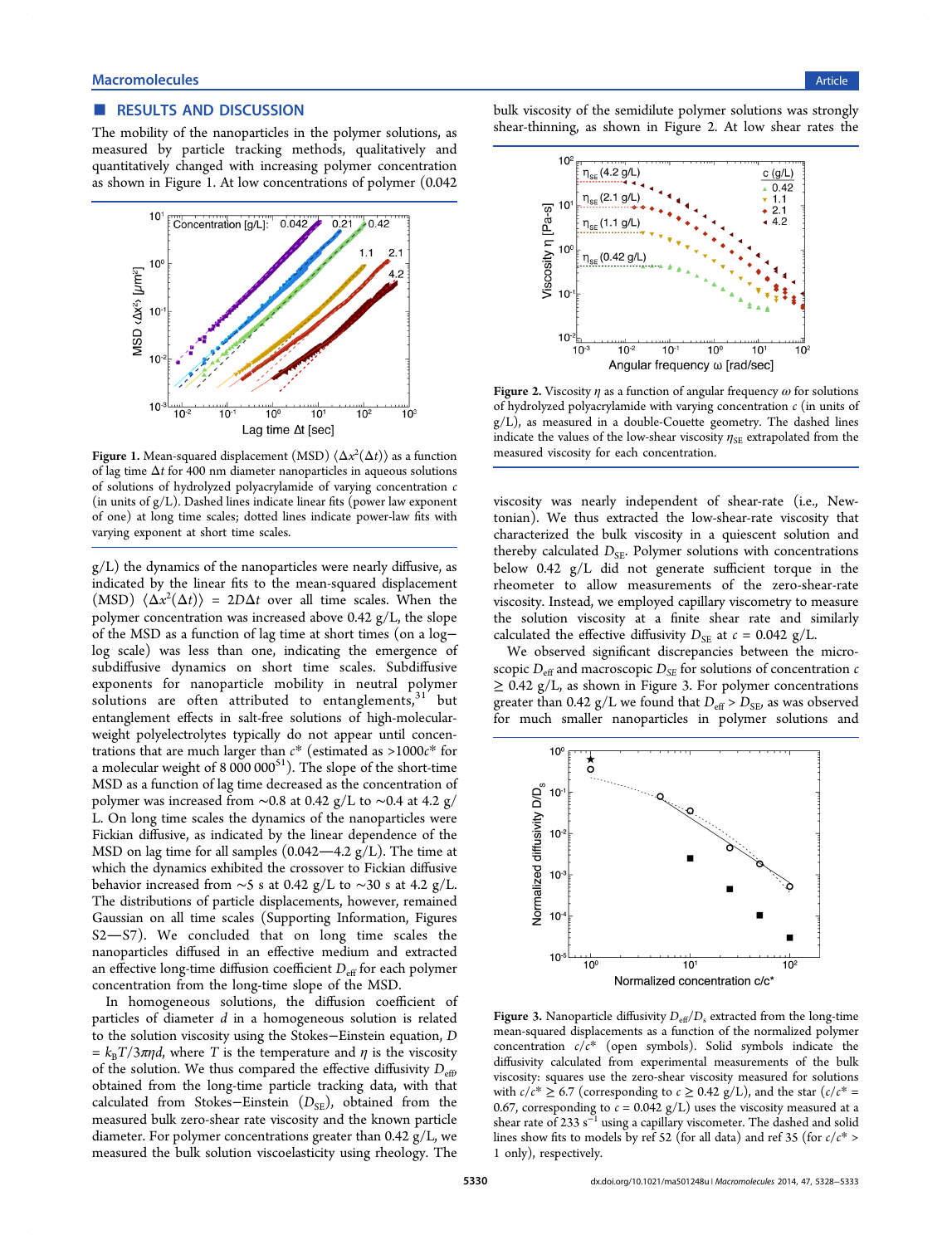## RESULTS AND DISCUSSION

The mobility of the nanoparticles in the polymer solutions, as measured by particle tracking methods, qualitatively and quantitatively changed with increasing polymer concentration as shown in Figure 1. At low concentrations of polymer (0.042 g/L) the dynamics of the nanoparticles were nearly diffusive, as indicated by the linear fits to the mean-squared displacement (MSD) $\langle \Delta x^2(\Delta t)\rangle = 2D\Delta t$ over all time scales. When the polymer concentration was increased above 0.42 g/L, the slope of the MSD as a function of lag time at short times (on a log–log scale) was less than one, indicating the emergence of subdiffusive dynamics on short time scales. Subdiffusive exponents for nanoparticle mobility in neutral polymer solutions are often attributed to entanglements,[31] but entanglement effects in salt-free solutions of high-molecular-weight polyelectrolytes typically do not appear until concentrations that are much larger than $c^*$ (estimated as $>1000c^*$ for a molecular weight of 8 000 000[51]). The slope of the short-time MSD as a function of lag time decreased as the concentration of polymer was increased from ~0.8 at 0.42 g/L to ~0.4 at 4.2 g/L. On long time scales the dynamics of the nanoparticles were Fickian diffusive, as indicated by the linear dependence of the MSD on lag time for all samples (0.042—4.2 g/L). The time at which the dynamics exhibited the crossover to Fickian diffusive behavior increased from ~5 s at 0.42 g/L to ~30 s at 4.2 g/L. The distributions of particle displacements, however, remained Gaussian on all time scales (Supporting Information, Figures S2—S7). We concluded that on long time scales the nanoparticles diffused in an effective medium and extracted an effective long-time diffusion coefficient $D_{\text{eff}}$ for each polymer concentration from the long-time slope of the MSD.

Figure 1. Mean-squared displacement (MSD) $\langle \Delta x^2(\Delta t)\rangle$ as a function of lag time $\Delta t$ for 400 nm diameter nanoparticles in aqueous solutions of solutions of hydrolyzed polyacrylamide of varying concentration $c$ (in units of g/L). Dashed lines indicate linear fits (power law exponent of one) at long time scales; dotted lines indicate power-law fits with varying exponent at short time scales.

In homogeneous solutions, the diffusion coefficient of particles of diameter $d$ in a homogeneous solution is related to the solution viscosity using the Stokes–Einstein equation, $D = k_BT/3\pi\eta d$, where $T$ is the temperature and $\eta$ is the viscosity of the solution. We thus compared the effective diffusivity $D_{\text{eff}}$, obtained from the long-time particle tracking data, with that calculated from Stokes–Einstein ($D_{\text{SE}}$), obtained from the measured bulk zero-shear rate viscosity and the known particle diameter. For polymer concentrations greater than 0.42 g/L, we measured the bulk solution viscoelasticity using rheology. The bulk viscosity of the semidilute polymer solutions was strongly shear-thinning, as shown in Figure 2. At low shear rates the viscosity was nearly independent of shear-rate (i.e., Newtonian). We thus extracted the low-shear-rate viscosity that characterized the bulk viscosity in a quiescent solution and thereby calculated $D_{\text{SE}}$. Polymer solutions with concentrations below 0.42 g/L did not generate sufficient torque in the rheometer to allow measurements of the zero-shear-rate viscosity. Instead, we employed capillary viscometry to measure the solution viscosity at a finite shear rate and similarly calculated the effective diffusivity $D_{\text{SE}}$ at $c = 0.042$ g/L.

Figure 2. Viscosity $\eta$ as a function of angular frequency $\omega$ for solutions of hydrolyzed polyacrylamide with varying concentration $c$ (in units of g/L), as measured in a double-Couette geometry. The dashed lines indicate the values of the low-shear viscosity $\eta_{\text{SE}}$ extrapolated from the measured viscosity for each concentration.

We observed significant discrepancies between the microscopic $D_{\text{eff}}$ and macroscopic $D_{\text{SE}}$ for solutions of concentration $c \geq 0.42$ g/L, as shown in Figure 3. For polymer concentrations greater than 0.42 g/L we found that $D_{\text{eff}} > D_{\text{SE}}$, as was observed for much smaller nanoparticles in polymer solutions and

Figure 3. Nanoparticle diffusivity $D_{\text{eff}}/D_s$ extracted from the long-time mean-squared displacements as a function of the normalized polymer concentration $c/c^*$ (open symbols). Solid symbols indicate the diffusivity calculated from experimental measurements of the bulk viscosity: squares use the zero-shear viscosity measured for solutions with $c/c^* \geq 6.7$ (corresponding to $c \geq 0.42$ g/L), and the star ($c/c^* = 0.67$, corresponding to $c = 0.042$ g/L) uses the viscosity measured at a shear rate of 233 $s^{-1}$ using a capillary viscometer. The dashed and solid lines show fits to models by ref 52 (for all data) and ref 35 (for $c/c^* > 1$ only), respectively.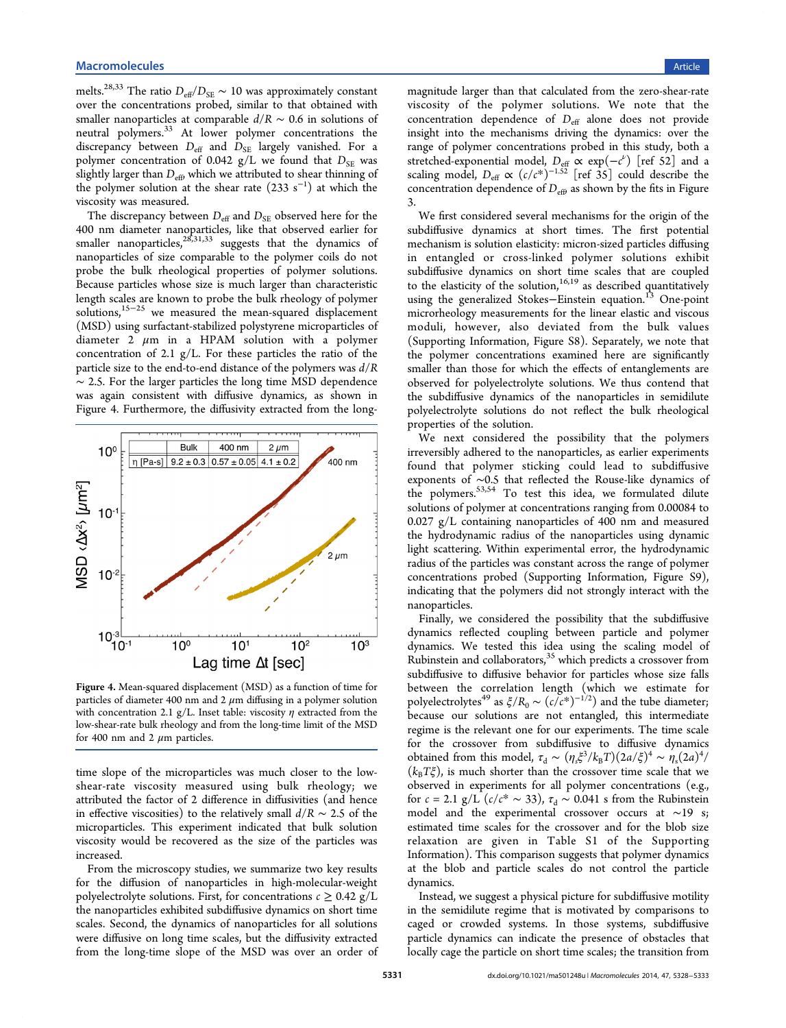melts.[28,33] The ratio $D_{eff}/D_{SE} \sim 10$ was approximately constant over the concentrations probed, similar to that obtained with smaller nanoparticles at comparable $d/R \sim 0.6$ in solutions of neutral polymers.[33] At lower polymer concentrations the discrepancy between $D_{eff}$ and $D_{SE}$ largely vanished. For a polymer concentration of 0.042 g/L we found that $D_{SE}$ was slightly larger than $D_{eff}$, which we attributed to shear thinning of the polymer solution at the shear rate (233 $s^{-1}$) at which the viscosity was measured.

The discrepancy between $D_{eff}$ and $D_{SE}$ observed here for the 400 nm diameter nanoparticles, like that observed earlier for smaller nanoparticles,[28,31,33] suggests that the dynamics of nanoparticles of size comparable to the polymer coils do not probe the bulk rheological properties of polymer solutions. Because particles whose size is much larger than characteristic length scales are known to probe the bulk rheology of polymer solutions,[15−25] we measured the mean-squared displacement (MSD) using surfactant-stabilized polystyrene microparticles of diameter 2 $\mu$m in a HPAM solution with a polymer concentration of 2.1 g/L. For these particles the ratio of the particle size to the end-to-end distance of the polymers was $d/R \sim 2.5$. For the larger particles the long time MSD dependence was again consistent with diffusive dynamics, as shown in Figure 4. Furthermore, the diffusivity extracted from the long-time slope of the microparticles was much closer to the low-shear-rate viscosity measured using bulk rheology; we attributed the factor of 2 difference in diffusivities (and hence in effective viscosities) to the relatively small $d/R \sim 2.5$ of the microparticles. This experiment indicated that bulk solution viscosity would be recovered as the size of the particles was increased.

| | Bulk | 400 nm | 2 $\mu$m |
|---|---|---|---|
| $\eta$ [Pa-s] | $9.2 \pm 0.3$ | $0.57 \pm 0.05$ | $4.1 \pm 0.2$ |

**Figure 4.** Mean-squared displacement (MSD) as a function of time for particles of diameter 400 nm and 2 $\mu$m diffusing in a polymer solution with concentration 2.1 g/L. Inset table: viscosity $\eta$ extracted from the low-shear-rate bulk rheology and from the long-time limit of the MSD for 400 nm and 2 $\mu$m particles.

From the microscopy studies, we summarize two key results for the diffusion of nanoparticles in high-molecular-weight polyelectrolyte solutions. First, for concentrations $c \geq 0.42$ g/L the nanoparticles exhibited subdiffusive dynamics on short time scales. Second, the dynamics of nanoparticles for all solutions were diffusive on long time scales, but the diffusivity extracted from the long-time slope of the MSD was over an order of magnitude larger than that calculated from the zero-shear-rate viscosity of the polymer solutions. We note that the concentration dependence of $D_{eff}$ alone does not provide insight into the mechanisms driving the dynamics: over the range of polymer concentrations probed in this study, both a stretched-exponential model, $D_{eff} \propto \exp(-c^{\nu})$ [ref 52] and a scaling model, $D_{eff} \propto (c/c^*)^{-1.52}$ [ref 35] could describe the concentration dependence of $D_{eff}$, as shown by the fits in Figure 3.

We first considered several mechanisms for the origin of the subdiffusive dynamics at short times. The first potential mechanism is solution elasticity: micron-sized particles diffusing in entangled or cross-linked polymer solutions exhibit subdiffusive dynamics on short time scales that are coupled to the elasticity of the solution,[16,19] as described quantitatively using the generalized Stokes−Einstein equation.[13] One-point microrheology measurements for the linear elastic and viscous moduli, however, also deviated from the bulk values (Supporting Information, Figure S8). Separately, we note that the polymer concentrations examined here are significantly smaller than those for which the effects of entanglements are observed for polyelectrolyte solutions. We thus contend that the subdiffusive dynamics of the nanoparticles in semidilute polyelectrolyte solutions do not reflect the bulk rheological properties of the solution.

We next considered the possibility that the polymers irreversibly adhered to the nanoparticles, as earlier experiments found that polymer sticking could lead to subdiffusive exponents of ∼0.5 that reflected the Rouse-like dynamics of the polymers.[53,54] To test this idea, we formulated dilute solutions of polymer at concentrations ranging from 0.00084 to 0.027 g/L containing nanoparticles of 400 nm and measured the hydrodynamic radius of the nanoparticles using dynamic light scattering. Within experimental error, the hydrodynamic radius of the particles was constant across the range of polymer concentrations probed (Supporting Information, Figure S9), indicating that the polymers did not strongly interact with the nanoparticles.

Finally, we considered the possibility that the subdiffusive dynamics reflected coupling between particle and polymer dynamics. We tested this idea using the scaling model of Rubinstein and collaborators,[35] which predicts a crossover from subdiffusive to diffusive behavior for particles whose size falls between the correlation length (which we estimate for polyelectrolytes[49] as $\xi/R_0 \sim (c/c^*)^{-1/2}$) and the tube diameter; because our solutions are not entangled, this intermediate regime is the relevant one for our experiments. The time scale for the crossover from subdiffusive to diffusive dynamics obtained from this model, $\tau_d \sim (\eta_s\xi^3/k_BT)(2a/\xi)^4 \sim \eta_s(2a)^4/(k_BT\xi)$, is much shorter than the crossover time scale that we observed in experiments for all polymer concentrations (e.g., for $c = 2.1$ g/L ($c/c^* \sim 33$), $\tau_d \sim 0.041$ s from the Rubinstein model and the experimental crossover occurs at ∼19 s; estimated time scales for the crossover and for the blob size relaxation are given in Table S1 of the Supporting Information). This comparison suggests that polymer dynamics at the blob and particle scales do not control the particle dynamics.

Instead, we suggest a physical picture for subdiffusive motility in the semidilute regime that is motivated by comparisons to caged or crowded systems. In those systems, subdiffusive particle dynamics can indicate the presence of obstacles that locally cage the particle on short time scales; the transition from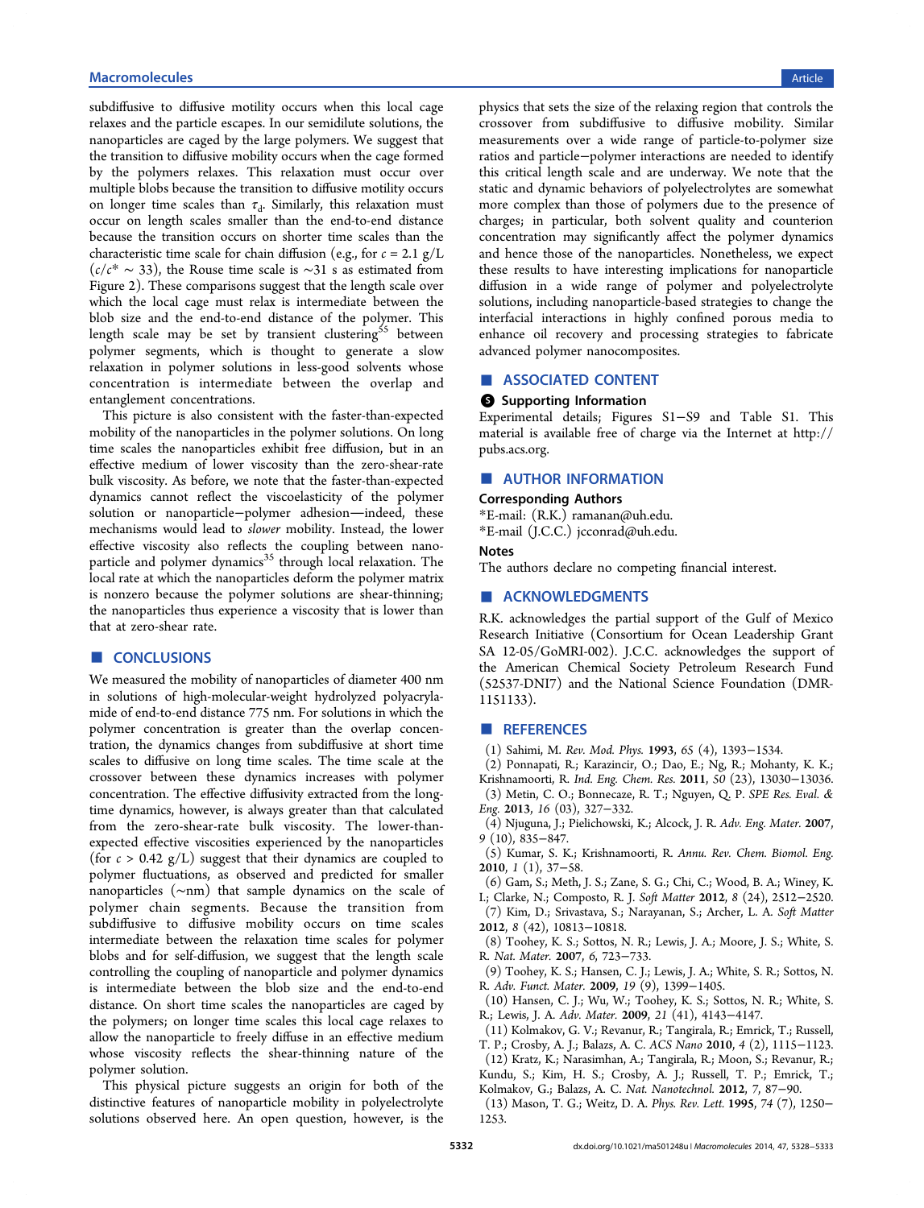subdiffusive to diffusive motility occurs when this local cage relaxes and the particle escapes. In our semidilute solutions, the nanoparticles are caged by the large polymers. We suggest that the transition to diffusive mobility occurs when the cage formed by the polymers relaxes. This relaxation must occur over multiple blobs because the transition to diffusive motility occurs on longer time scales than $\tau_d$. Similarly, this relaxation must occur on length scales smaller than the end-to-end distance because the transition occurs on shorter time scales than the characteristic time scale for chain diffusion (e.g., for $c = 2.1$ g/L ($c/c^* \sim 33$), the Rouse time scale is ∼31 s as estimated from Figure 2). These comparisons suggest that the length scale over which the local cage must relax is intermediate between the blob size and the end-to-end distance of the polymer. This length scale may be set by transient clustering[55] between polymer segments, which is thought to generate a slow relaxation in polymer solutions in less-good solvents whose concentration is intermediate between the overlap and entanglement concentrations.

This picture is also consistent with the faster-than-expected mobility of the nanoparticles in the polymer solutions. On long time scales the nanoparticles exhibit free diffusion, but in an effective medium of lower viscosity than the zero-shear-rate bulk viscosity. As before, we note that the faster-than-expected dynamics cannot reflect the viscoelasticity of the polymer solution or nanoparticle−polymer adhesion—indeed, these mechanisms would lead to *slower* mobility. Instead, the lower effective viscosity also reflects the coupling between nanoparticle and polymer dynamics[35] through local relaxation. The local rate at which the nanoparticles deform the polymer matrix is nonzero because the polymer solutions are shear-thinning; the nanoparticles thus experience a viscosity that is lower than that at zero-shear rate.

## CONCLUSIONS

We measured the mobility of nanoparticles of diameter 400 nm in solutions of high-molecular-weight hydrolyzed polyacrylamide of end-to-end distance 775 nm. For solutions in which the polymer concentration is greater than the overlap concentration, the dynamics changes from subdiffusive at short time scales to diffusive on long time scales. The time scale at the crossover between these dynamics increases with polymer concentration. The effective diffusivity extracted from the long-time dynamics, however, is always greater than that calculated from the zero-shear-rate bulk viscosity. The lower-than-expected effective viscosities experienced by the nanoparticles (for $c > 0.42$ g/L) suggest that their dynamics are coupled to polymer fluctuations, as observed and predicted for smaller nanoparticles (∼nm) that sample dynamics on the scale of polymer chain segments. Because the transition from subdiffusive to diffusive mobility occurs on time scales intermediate between the relaxation time scales for polymer blobs and for self-diffusion, we suggest that the length scale controlling the coupling of nanoparticle and polymer dynamics is intermediate between the blob size and the end-to-end distance. On short time scales the nanoparticles are caged by the polymers; on longer time scales this local cage relaxes to allow the nanoparticle to freely diffuse in an effective medium whose viscosity reflects the shear-thinning nature of the polymer solution.

This physical picture suggests an origin for both of the distinctive features of nanoparticle mobility in polyelectrolyte solutions observed here. An open question, however, is the physics that sets the size of the relaxing region that controls the crossover from subdiffusive to diffusive mobility. Similar measurements over a wide range of particle-to-polymer size ratios and particle−polymer interactions are needed to identify this critical length scale and are underway. We note that the static and dynamic behaviors of polyelectrolytes are somewhat more complex than those of polymers due to the presence of charges; in particular, both solvent quality and counterion concentration may significantly affect the polymer dynamics and hence those of the nanoparticles. Nonetheless, we expect these results to have interesting implications for nanoparticle diffusion in a wide range of polymer and polyelectrolyte solutions, including nanoparticle-based strategies to change the interfacial interactions in highly confined porous media to enhance oil recovery and processing strategies to fabricate advanced polymer nanocomposites.

## ASSOCIATED CONTENT

### Supporting Information

Experimental details; Figures S1−S9 and Table S1. This material is available free of charge via the Internet at http://pubs.acs.org.

## AUTHOR INFORMATION

### Corresponding Authors

*E-mail: (R.K.) ramanan@uh.edu.

*E-mail (J.C.C.) jcconrad@uh.edu.

### Notes

The authors declare no competing financial interest.

## ACKNOWLEDGMENTS

R.K. acknowledges the partial support of the Gulf of Mexico Research Initiative (Consortium for Ocean Leadership Grant SA 12-05/GoMRI-002). J.C.C. acknowledges the support of the American Chemical Society Petroleum Research Fund (52537-DNI7) and the National Science Foundation (DMR-1151133).

## REFERENCES

(1) Sahimi, M. *Rev. Mod. Phys.* **1993**, *65* (4), 1393−1534.

(2) Ponnapati, R.; Karazincir, O.; Dao, E.; Ng, R.; Mohanty, K. K.; Krishnamoorti, R. *Ind. Eng. Chem. Res.* **2011**, *50* (23), 13030−13036.

(3) Metin, C. O.; Bonnecaze, R. T.; Nguyen, Q. P. *SPE Res. Eval. & Eng.* **2013**, *16* (03), 327−332.

(4) Njuguna, J.; Pielichowski, K.; Alcock, J. R. *Adv. Eng. Mater.* **2007**, *9* (10), 835−847.

(5) Kumar, S. K.; Krishnamoorti, R. *Annu. Rev. Chem. Biomol. Eng.* **2010**, *1* (1), 37−58.

(6) Gam, S.; Meth, J. S.; Zane, S. G.; Chi, C.; Wood, B. A.; Winey, K. I.; Clarke, N.; Composto, R. J. *Soft Matter* **2012**, *8* (24), 2512−2520.

(7) Kim, D.; Srivastava, S.; Narayanan, S.; Archer, L. A. *Soft Matter* **2012**, *8* (42), 10813−10818.

(8) Toohey, K. S.; Sottos, N. R.; Lewis, J. A.; Moore, J. S.; White, S. R. *Nat. Mater.* **2007**, *6*, 723−733.

(9) Toohey, K. S.; Hansen, C. J.; Lewis, J. A.; White, S. R.; Sottos, N. R. *Adv. Funct. Mater.* **2009**, *19* (9), 1399−1405.

(10) Hansen, C. J.; Wu, W.; Toohey, K. S.; Sottos, N. R.; White, S. R.; Lewis, J. A. *Adv. Mater.* **2009**, *21* (41), 4143−4147.

(11) Kolmakov, G. V.; Revanur, R.; Tangirala, R.; Emrick, T.; Russell, T. P.; Crosby, A. J.; Balazs, A. C. *ACS Nano* **2010**, *4* (2), 1115−1123.

(12) Kratz, K.; Narasimhan, A.; Tangirala, R.; Moon, S.; Revanur, R.; Kundu, S.; Kim, H. S.; Crosby, A. J.; Russell, T. P.; Emrick, T.; Kolmakov, G.; Balazs, A. C. *Nat. Nanotechnol.* **2012**, *7*, 87−90.

(13) Mason, T. G.; Weitz, D. A. *Phys. Rev. Lett.* **1995**, *74* (7), 1250−1253.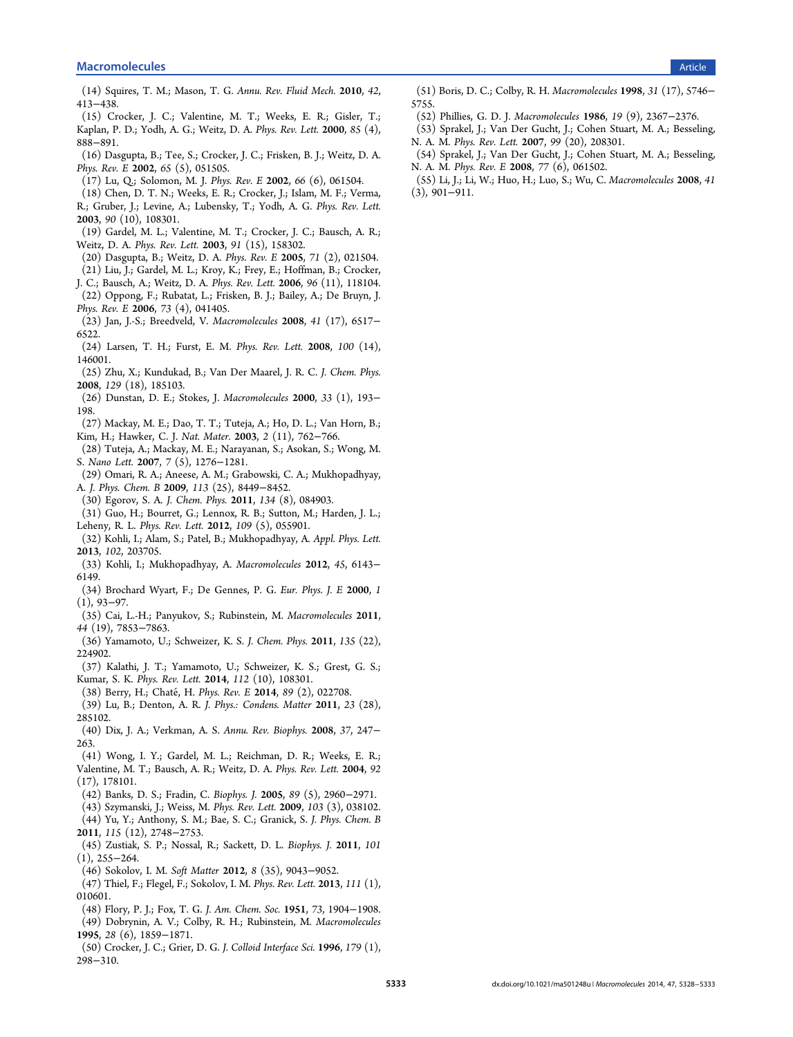(14) Squires, T. M.; Mason, T. G. *Annu. Rev. Fluid Mech.* **2010**, *42*, 413−438.

(15) Crocker, J. C.; Valentine, M. T.; Weeks, E. R.; Gisler, T.; Kaplan, P. D.; Yodh, A. G.; Weitz, D. A. *Phys. Rev. Lett.* **2000**, *85* (4), 888−891.

(16) Dasgupta, B.; Tee, S.; Crocker, J. C.; Frisken, B. J.; Weitz, D. A. *Phys. Rev. E* **2002**, *65* (5), 051505.

(17) Lu, Q.; Solomon, M. J. *Phys. Rev. E* **2002**, *66* (6), 061504.

(18) Chen, D. T. N.; Weeks, E. R.; Crocker, J. C.; Islam, M. F.; Verma, R.; Gruber, J.; Levine, A.; Lubensky, T.; Yodh, A. G. *Phys. Rev. Lett.* **2003**, *90* (10), 108301.

(19) Gardel, M. L.; Valentine, M. T.; Crocker, J. C.; Bausch, A. R.; Weitz, D. A. *Phys. Rev. Lett.* **2003**, *91* (15), 158302.

(20) Dasgupta, B.; Weitz, D. A. *Phys. Rev. E* **2005**, *71* (2), 021504.

(21) Liu, J.; Gardel, M. L.; Kroy, K.; Frey, E.; Hoffman, B.; Crocker, J. C.; Bausch, A.; Weitz, D. A. *Phys. Rev. Lett.* **2006**, *96* (11), 118104.

(22) Oppong, F.; Rubatat, L.; Frisken, B. J.; Bailey, A.; De Bruyn, J. *Phys. Rev. E* **2006**, *73* (4), 041405.

(23) Jan, J.-S.; Breedveld, V. *Macromolecules* **2008**, *41* (17), 6517−6522.

(24) Larsen, T. H.; Furst, E. M. *Phys. Rev. Lett.* **2008**, *100* (14), 146001.

(25) Zhu, X.; Kundukad, B.; Van Der Maarel, J. R. C. *J. Chem. Phys.* **2008**, *129* (18), 185103.

(26) Dunstan, D. E.; Stokes, J. *Macromolecules* **2000**, *33* (1), 193−198.

(27) Mackay, M. E.; Dao, T. T.; Tuteja, A.; Ho, D. L.; Van Horn, B.; Kim, H.; Hawker, C. J. *Nat. Mater.* **2003**, *2* (11), 762−766.

(28) Tuteja, A.; Mackay, M. E.; Narayanan, S.; Asokan, S.; Wong, M. S. *Nano Lett.* **2007**, *7* (5), 1276−1281.

(29) Omari, R. A.; Aneese, A. M.; Grabowski, C. A.; Mukhopadhyay, A. *J. Phys. Chem. B* **2009**, *113* (25), 8449−8452.

(30) Egorov, S. A. *J. Chem. Phys.* **2011**, *134* (8), 084903.

(31) Guo, H.; Bourret, G.; Lennox, R. B.; Sutton, M.; Harden, J. L.; Leheny, R. L. *Phys. Rev. Lett.* **2012**, *109* (5), 055901.

(32) Kohli, I.; Alam, S.; Patel, B.; Mukhopadhyay, A. *Appl. Phys. Lett.* **2013**, *102*, 203705.

(33) Kohli, I.; Mukhopadhyay, A. *Macromolecules* **2012**, *45*, 6143−6149.

(34) Brochard Wyart, F.; De Gennes, P. G. *Eur. Phys. J. E* **2000**, *1* (1), 93−97.

(35) Cai, L.-H.; Panyukov, S.; Rubinstein, M. *Macromolecules* **2011**, *44* (19), 7853−7863.

(36) Yamamoto, U.; Schweizer, K. S. *J. Chem. Phys.* **2011**, *135* (22), 224902.

(37) Kalathi, J. T.; Yamamoto, U.; Schweizer, K. S.; Grest, G. S.; Kumar, S. K. *Phys. Rev. Lett.* **2014**, *112* (10), 108301.

(38) Berry, H.; Chaté, H. *Phys. Rev. E* **2014**, *89* (2), 022708.

(39) Lu, B.; Denton, A. R. *J. Phys.: Condens. Matter* **2011**, *23* (28), 285102.

(40) Dix, J. A.; Verkman, A. S. *Annu. Rev. Biophys.* **2008**, *37*, 247−263.

(41) Wong, I. Y.; Gardel, M. L.; Reichman, D. R.; Weeks, E. R.; Valentine, M. T.; Bausch, A. R.; Weitz, D. A. *Phys. Rev. Lett.* **2004**, *92* (17), 178101.

(42) Banks, D. S.; Fradin, C. *Biophys. J.* **2005**, *89* (5), 2960−2971.

(43) Szymanski, J.; Weiss, M. *Phys. Rev. Lett.* **2009**, *103* (3), 038102.

(44) Yu, Y.; Anthony, S. M.; Bae, S. C.; Granick, S. *J. Phys. Chem. B* **2011**, *115* (12), 2748−2753.

(45) Zustiak, S. P.; Nossal, R.; Sackett, D. L. *Biophys. J.* **2011**, *101* (1), 255−264.

(46) Sokolov, I. M. *Soft Matter* **2012**, *8* (35), 9043−9052.

(47) Thiel, F.; Flegel, F.; Sokolov, I. M. *Phys. Rev. Lett.* **2013**, *111* (1), 010601.

(48) Flory, P. J.; Fox, T. G. *J. Am. Chem. Soc.* **1951**, *73*, 1904−1908.

(49) Dobrynin, A. V.; Colby, R. H.; Rubinstein, M. *Macromolecules* **1995**, *28* (6), 1859−1871.

(50) Crocker, J. C.; Grier, D. G. *J. Colloid Interface Sci.* **1996**, *179* (1), 298−310.

(51) Boris, D. C.; Colby, R. H. *Macromolecules* **1998**, *31* (17), 5746−5755.

(52) Phillies, G. D. J. *Macromolecules* **1986**, *19* (9), 2367−2376.

(53) Sprakel, J.; Van Der Gucht, J.; Cohen Stuart, M. A.; Besseling, N. A. M. *Phys. Rev. Lett.* **2007**, *99* (20), 208301.

(54) Sprakel, J.; Van Der Gucht, J.; Cohen Stuart, M. A.; Besseling, N. A. M. *Phys. Rev. E* **2008**, *77* (6), 061502.

(55) Li, J.; Li, W.; Huo, H.; Luo, S.; Wu, C. *Macromolecules* **2008**, *41* (3), 901−911.